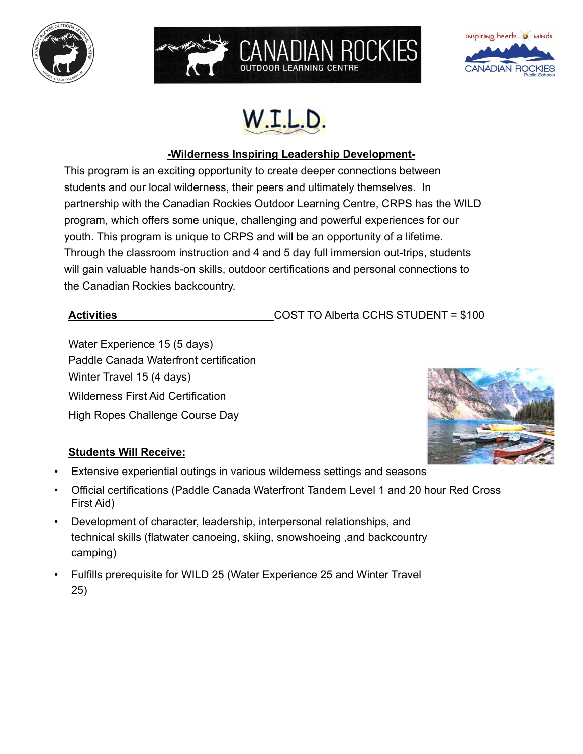# W.I.L.D.

## -Wilderness Inspiring Leadership Development-

This program is an exciting opportunity to create deeper connections between students and our local wilderness, their peers and ultimately themselves. In partnership with the Canadian Rockies Outdoor Learning Centre, CRPS has the WILD program, which offers some unique, challenging and powerful experiences for our youth. This program is unique to CRPS and will be an opportunity of a lifetime. Through the classroom instruction and 4 and 5 day full immersion out-trips, students will gain valuable hands-on skills, outdoor certifications and personal connections to the Canadian Rockies backcountry.

**Activities** COST TO Alberta CCHS STUDENT = $100

Water Experience 15 (5 days)
Paddle Canada Waterfront certification
Winter Travel 15 (4 days)
Wilderness First Aid Certification
High Ropes Challenge Course Day

**Students Will Receive:**

- Extensive experiential outings in various wilderness settings and seasons
- Official certifications (Paddle Canada Waterfront Tandem Level 1 and 20 hour Red Cross First Aid)
- Development of character, leadership, interpersonal relationships, and technical skills (flatwater canoeing, skiing, snowshoeing ,and backcountry camping)
- Fulfills prerequisite for WILD 25 (Water Experience 25 and Winter Travel 25)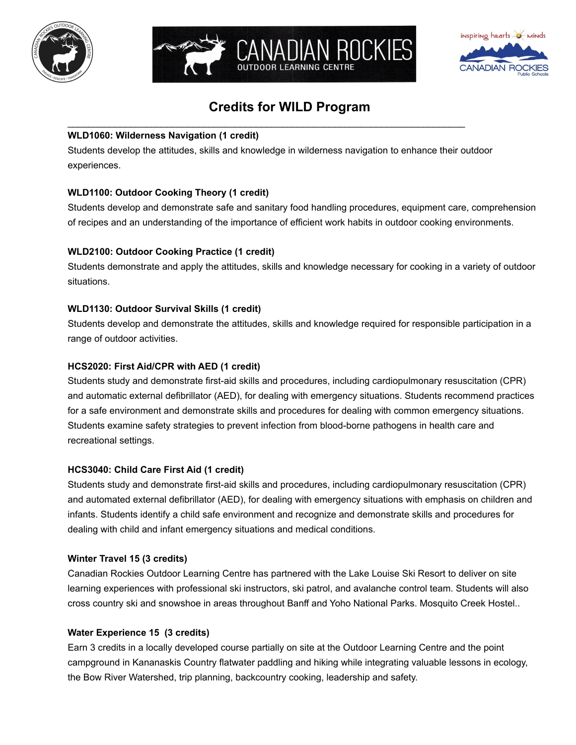# Credits for WILD Program

**WLD1060: Wilderness Navigation (1 credit)**
Students develop the attitudes, skills and knowledge in wilderness navigation to enhance their outdoor experiences.

**WLD1100: Outdoor Cooking Theory (1 credit)**
Students develop and demonstrate safe and sanitary food handling procedures, equipment care, comprehension of recipes and an understanding of the importance of efficient work habits in outdoor cooking environments.

**WLD2100: Outdoor Cooking Practice (1 credit)**
Students demonstrate and apply the attitudes, skills and knowledge necessary for cooking in a variety of outdoor situations.

**WLD1130: Outdoor Survival Skills (1 credit)**
Students develop and demonstrate the attitudes, skills and knowledge required for responsible participation in a range of outdoor activities.

**HCS2020: First Aid/CPR with AED (1 credit)**
Students study and demonstrate first-aid skills and procedures, including cardiopulmonary resuscitation (CPR) and automatic external defibrillator (AED), for dealing with emergency situations. Students recommend practices for a safe environment and demonstrate skills and procedures for dealing with common emergency situations. Students examine safety strategies to prevent infection from blood-borne pathogens in health care and recreational settings.

**HCS3040: Child Care First Aid (1 credit)**
Students study and demonstrate first-aid skills and procedures, including cardiopulmonary resuscitation (CPR) and automated external defibrillator (AED), for dealing with emergency situations with emphasis on children and infants. Students identify a child safe environment and recognize and demonstrate skills and procedures for dealing with child and infant emergency situations and medical conditions.

**Winter Travel 15 (3 credits)**
Canadian Rockies Outdoor Learning Centre has partnered with the Lake Louise Ski Resort to deliver on site learning experiences with professional ski instructors, ski patrol, and avalanche control team. Students will also cross country ski and snowshoe in areas throughout Banff and Yoho National Parks. Mosquito Creek Hostel..

**Water Experience 15 (3 credits)**
Earn 3 credits in a locally developed course partially on site at the Outdoor Learning Centre and the point campground in Kananaskis Country flatwater paddling and hiking while integrating valuable lessons in ecology, the Bow River Watershed, trip planning, backcountry cooking, leadership and safety.